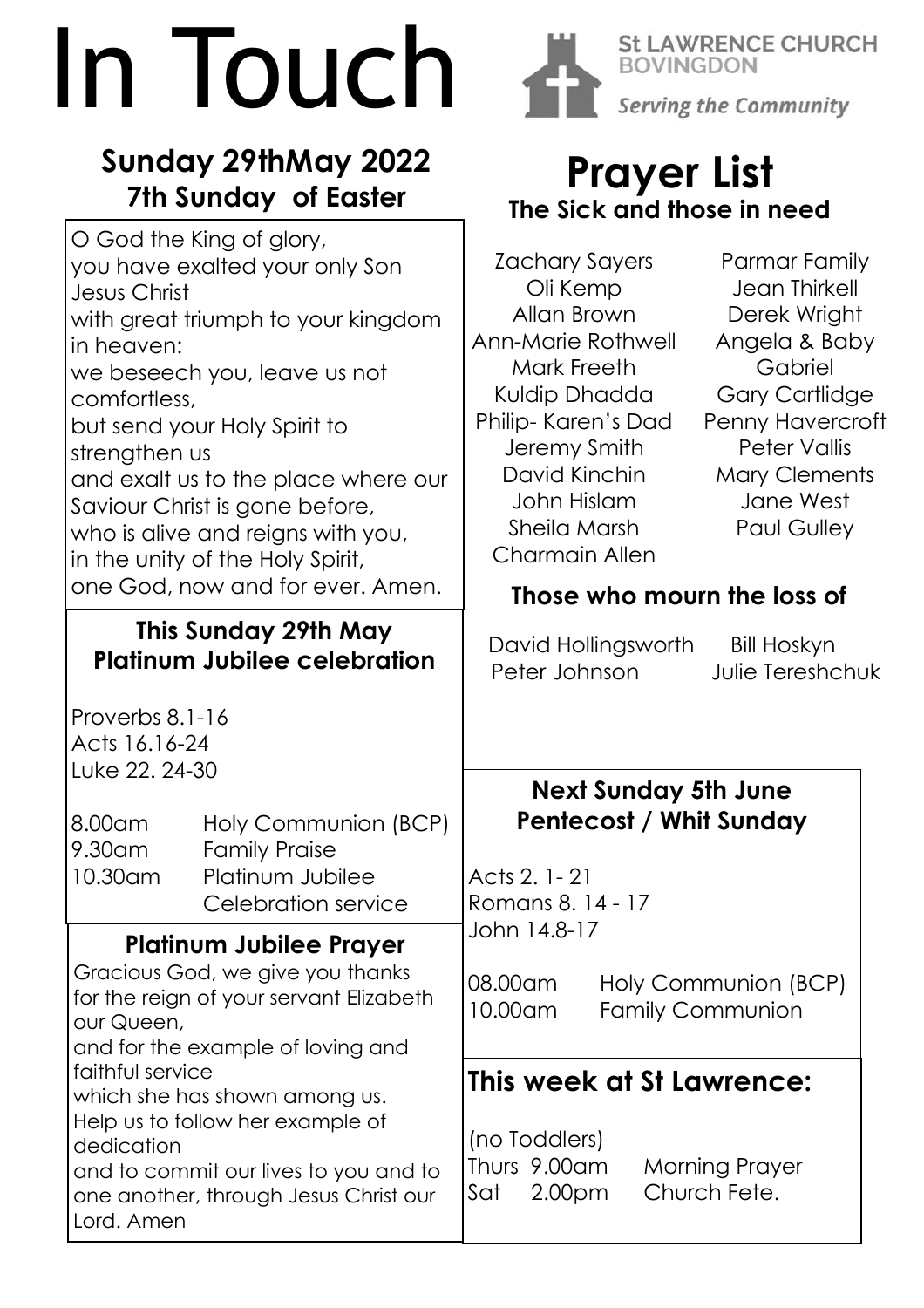# In Touch

**St LAWRENCE CHURCH BOVINGDON**

*Serving the Community*

## Sunday 29thMay 2022
## 7th Sunday of Easter

O God the King of glory,
you have exalted your only Son Jesus Christ
with great triumph to your kingdom in heaven:
we beseech you, leave us not comfortless,
but send your Holy Spirit to strengthen us
and exalt us to the place where our Saviour Christ is gone before,
who is alive and reigns with you,
in the unity of the Holy Spirit,
one God, now and for ever. Amen.

### This Sunday 29th May
### Platinum Jubilee celebration

Proverbs 8.1-16
Acts 16.16-24
Luke 22. 24-30

| | |
|---|---|
| 8.00am | Holy Communion (BCP) |
| 9.30am | Family Praise |
| 10.30am | Platinum Jubilee Celebration service |

### Platinum Jubilee Prayer

Gracious God, we give you thanks for the reign of your servant Elizabeth our Queen,
and for the example of loving and faithful service
which she has shown among us.
Help us to follow her example of dedication
and to commit our lives to you and to one another, through Jesus Christ our Lord. Amen

# Prayer List

### The Sick and those in need

Zachary Sayers
Oli Kemp
Allan Brown
Ann-Marie Rothwell
Mark Freeth
Kuldip Dhadda
Philip- Karen's Dad
Jeremy Smith
David Kinchin
John Hislam
Sheila Marsh
Charmain Allen
Parmar Family
Jean Thirkell
Derek Wright
Angela & Baby Gabriel
Gary Cartlidge
Penny Havercroft
Peter Vallis
Mary Clements
Jane West
Paul Gulley

### Those who mourn the loss of

David Hollingsworth
Peter Johnson
Bill Hoskyn
Julie Tereshchuk

### Next Sunday 5th June
### Pentecost / Whit Sunday

Acts 2. 1- 21
Romans 8. 14 - 17
John 14.8-17

| | |
|---|---|
| 08.00am | Holy Communion (BCP) |
| 10.00am | Family Communion |

## This week at St Lawrence:

(no Toddlers)
Thurs 9.00am Morning Prayer
Sat 2.00pm Church Fete.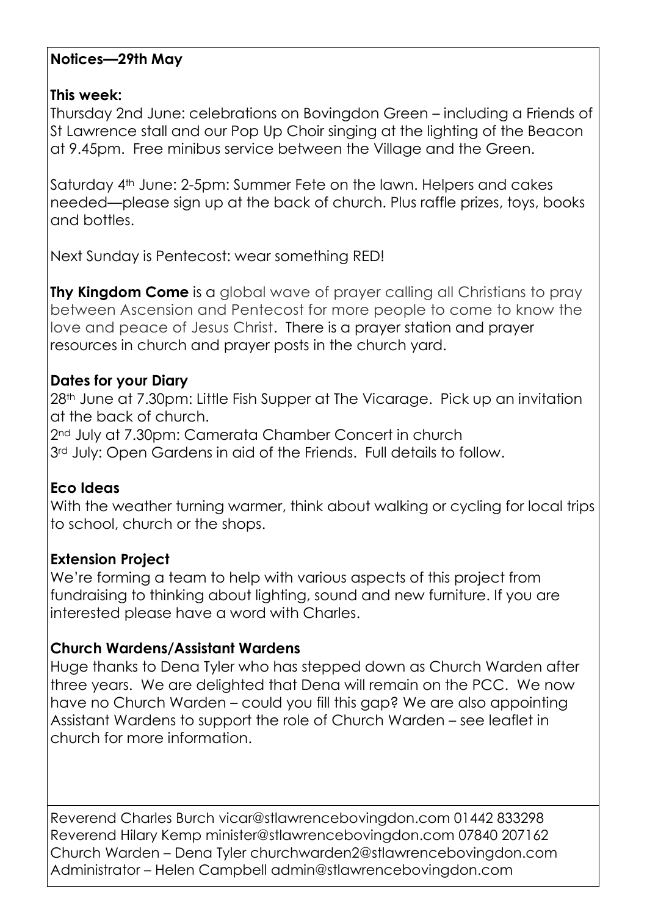**Notices—29th May**

**This week:**

Thursday 2nd June: celebrations on Bovingdon Green – including a Friends of St Lawrence stall and our Pop Up Choir singing at the lighting of the Beacon at 9.45pm. Free minibus service between the Village and the Green.

Saturday 4th June: 2-5pm: Summer Fete on the lawn. Helpers and cakes needed—please sign up at the back of church. Plus raffle prizes, toys, books and bottles.

Next Sunday is Pentecost: wear something RED!

**Thy Kingdom Come** is a global wave of prayer calling all Christians to pray between Ascension and Pentecost for more people to come to know the love and peace of Jesus Christ. There is a prayer station and prayer resources in church and prayer posts in the church yard.

**Dates for your Diary**

28th June at 7.30pm: Little Fish Supper at The Vicarage. Pick up an invitation at the back of church.
2nd July at 7.30pm: Camerata Chamber Concert in church
3rd July: Open Gardens in aid of the Friends. Full details to follow.

**Eco Ideas**

With the weather turning warmer, think about walking or cycling for local trips to school, church or the shops.

**Extension Project**

We're forming a team to help with various aspects of this project from fundraising to thinking about lighting, sound and new furniture. If you are interested please have a word with Charles.

**Church Wardens/Assistant Wardens**

Huge thanks to Dena Tyler who has stepped down as Church Warden after three years. We are delighted that Dena will remain on the PCC. We now have no Church Warden – could you fill this gap? We are also appointing Assistant Wardens to support the role of Church Warden – see leaflet in church for more information.

Reverend Charles Burch vicar@stlawrencebovingdon.com 01442 833298
Reverend Hilary Kemp minister@stlawrencebovingdon.com 07840 207162
Church Warden – Dena Tyler churchwarden2@stlawrencebovingdon.com
Administrator – Helen Campbell admin@stlawrencebovingdon.com